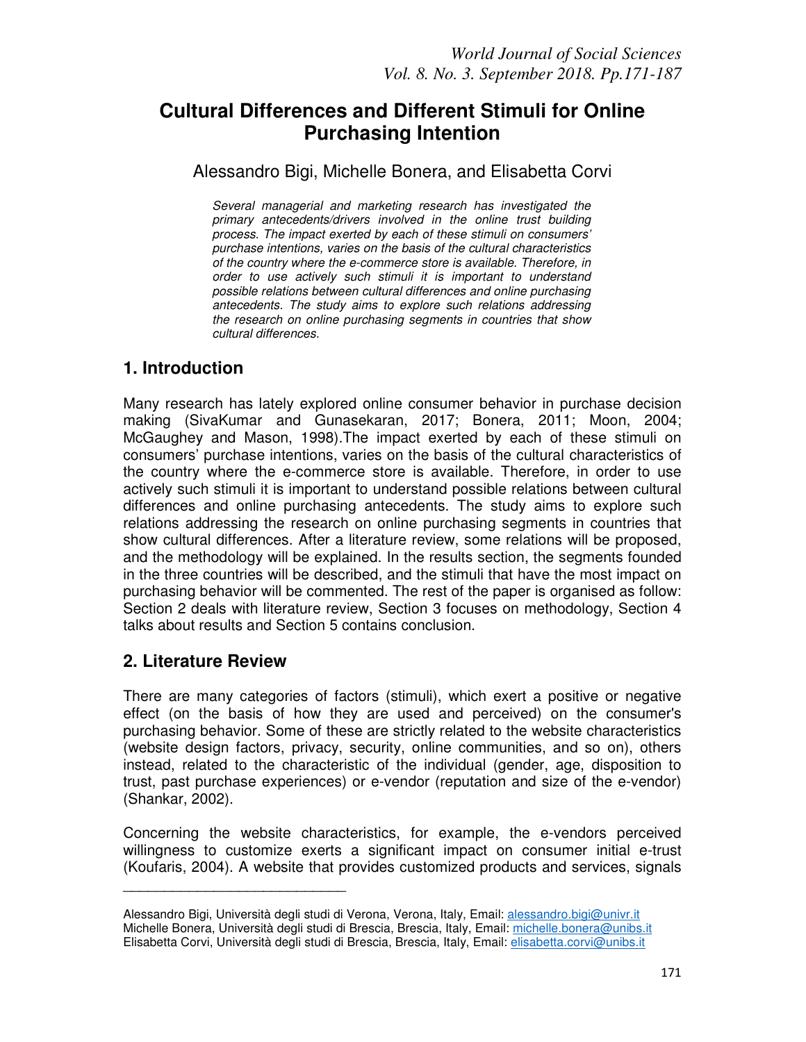# Cultural Differences and Different Stimuli for Online Purchasing Intention

Alessandro Bigi, Michelle Bonera, and Elisabetta Corvi

*Several managerial and marketing research has investigated the primary antecedents/drivers involved in the online trust building process. The impact exerted by each of these stimuli on consumers' purchase intentions, varies on the basis of the cultural characteristics of the country where the e-commerce store is available. Therefore, in order to use actively such stimuli it is important to understand possible relations between cultural differences and online purchasing antecedents. The study aims to explore such relations addressing the research on online purchasing segments in countries that show cultural differences.*

## 1. Introduction

Many research has lately explored online consumer behavior in purchase decision making (SivaKumar and Gunasekaran, 2017; Bonera, 2011; Moon, 2004; McGaughey and Mason, 1998).The impact exerted by each of these stimuli on consumers' purchase intentions, varies on the basis of the cultural characteristics of the country where the e-commerce store is available. Therefore, in order to use actively such stimuli it is important to understand possible relations between cultural differences and online purchasing antecedents. The study aims to explore such relations addressing the research on online purchasing segments in countries that show cultural differences. After a literature review, some relations will be proposed, and the methodology will be explained. In the results section, the segments founded in the three countries will be described, and the stimuli that have the most impact on purchasing behavior will be commented. The rest of the paper is organised as follow: Section 2 deals with literature review, Section 3 focuses on methodology, Section 4 talks about results and Section 5 contains conclusion.

## 2. Literature Review

There are many categories of factors (stimuli), which exert a positive or negative effect (on the basis of how they are used and perceived) on the consumer's purchasing behavior. Some of these are strictly related to the website characteristics (website design factors, privacy, security, online communities, and so on), others instead, related to the characteristic of the individual (gender, age, disposition to trust, past purchase experiences) or e-vendor (reputation and size of the e-vendor) (Shankar, 2002).

Concerning the website characteristics, for example, the e-vendors perceived willingness to customize exerts a significant impact on consumer initial e-trust (Koufaris, 2004). A website that provides customized products and services, signals

---

Alessandro Bigi, Università degli studi di Verona, Verona, Italy, Email: alessandro.bigi@univr.it
Michelle Bonera, Università degli studi di Brescia, Brescia, Italy, Email: michelle.bonera@unibs.it
Elisabetta Corvi, Università degli studi di Brescia, Brescia, Italy, Email: elisabetta.corvi@unibs.it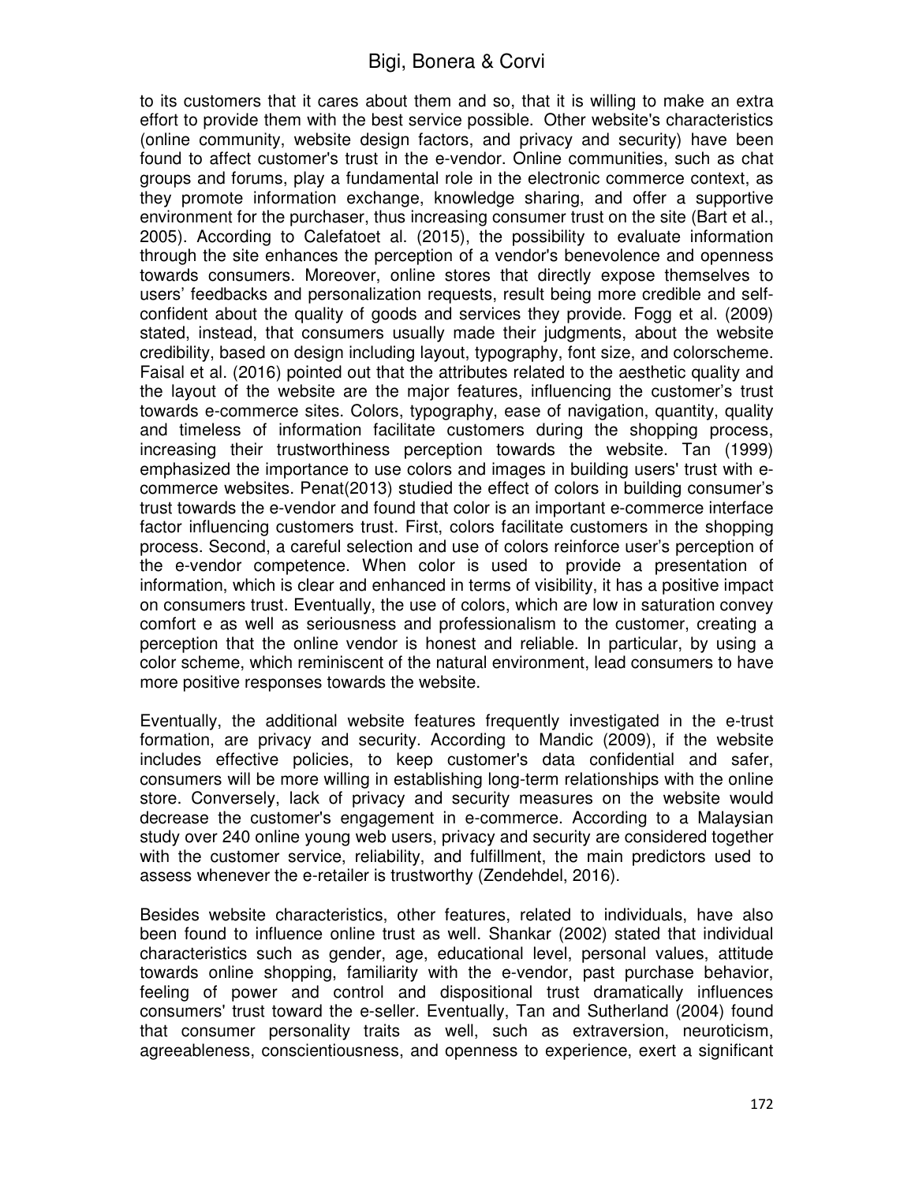to its customers that it cares about them and so, that it is willing to make an extra effort to provide them with the best service possible. Other website's characteristics (online community, website design factors, and privacy and security) have been found to affect customer's trust in the e-vendor. Online communities, such as chat groups and forums, play a fundamental role in the electronic commerce context, as they promote information exchange, knowledge sharing, and offer a supportive environment for the purchaser, thus increasing consumer trust on the site (Bart et al., 2005). According to Calefatoet al. (2015), the possibility to evaluate information through the site enhances the perception of a vendor's benevolence and openness towards consumers. Moreover, online stores that directly expose themselves to users' feedbacks and personalization requests, result being more credible and self-confident about the quality of goods and services they provide. Fogg et al. (2009) stated, instead, that consumers usually made their judgments, about the website credibility, based on design including layout, typography, font size, and colorscheme. Faisal et al. (2016) pointed out that the attributes related to the aesthetic quality and the layout of the website are the major features, influencing the customer's trust towards e-commerce sites. Colors, typography, ease of navigation, quantity, quality and timeless of information facilitate customers during the shopping process, increasing their trustworthiness perception towards the website. Tan (1999) emphasized the importance to use colors and images in building users' trust with e-commerce websites. Penat(2013) studied the effect of colors in building consumer's trust towards the e-vendor and found that color is an important e-commerce interface factor influencing customers trust. First, colors facilitate customers in the shopping process. Second, a careful selection and use of colors reinforce user's perception of the e-vendor competence. When color is used to provide a presentation of information, which is clear and enhanced in terms of visibility, it has a positive impact on consumers trust. Eventually, the use of colors, which are low in saturation convey comfort e as well as seriousness and professionalism to the customer, creating a perception that the online vendor is honest and reliable. In particular, by using a color scheme, which reminiscent of the natural environment, lead consumers to have more positive responses towards the website.

Eventually, the additional website features frequently investigated in the e-trust formation, are privacy and security. According to Mandic (2009), if the website includes effective policies, to keep customer's data confidential and safer, consumers will be more willing in establishing long-term relationships with the online store. Conversely, lack of privacy and security measures on the website would decrease the customer's engagement in e-commerce. According to a Malaysian study over 240 online young web users, privacy and security are considered together with the customer service, reliability, and fulfillment, the main predictors used to assess whenever the e-retailer is trustworthy (Zendehdel, 2016).

Besides website characteristics, other features, related to individuals, have also been found to influence online trust as well. Shankar (2002) stated that individual characteristics such as gender, age, educational level, personal values, attitude towards online shopping, familiarity with the e-vendor, past purchase behavior, feeling of power and control and dispositional trust dramatically influences consumers' trust toward the e-seller. Eventually, Tan and Sutherland (2004) found that consumer personality traits as well, such as extraversion, neuroticism, agreeableness, conscientiousness, and openness to experience, exert a significant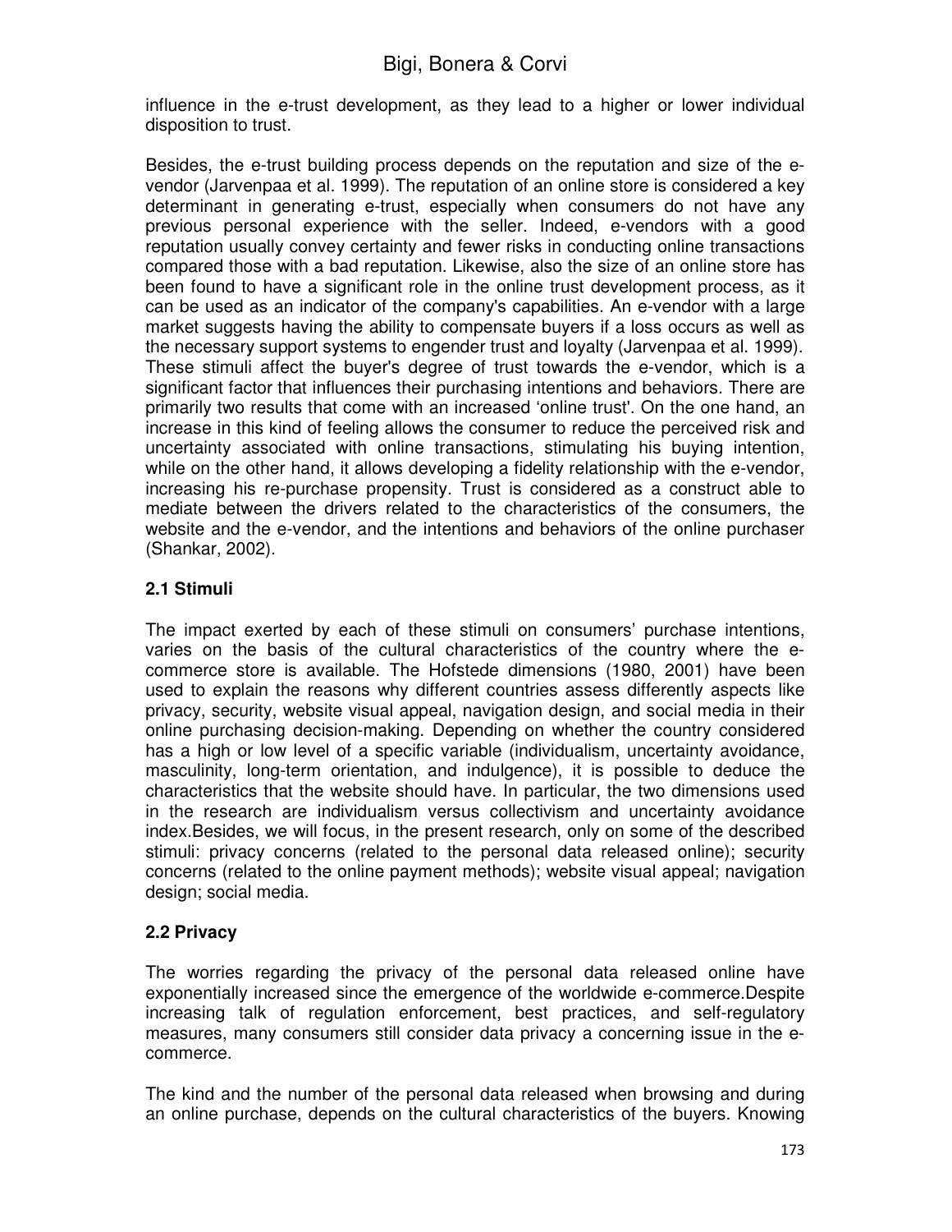influence in the e-trust development, as they lead to a higher or lower individual disposition to trust.

Besides, the e-trust building process depends on the reputation and size of the e-vendor (Jarvenpaa et al. 1999). The reputation of an online store is considered a key determinant in generating e-trust, especially when consumers do not have any previous personal experience with the seller. Indeed, e-vendors with a good reputation usually convey certainty and fewer risks in conducting online transactions compared those with a bad reputation. Likewise, also the size of an online store has been found to have a significant role in the online trust development process, as it can be used as an indicator of the company's capabilities. An e-vendor with a large market suggests having the ability to compensate buyers if a loss occurs as well as the necessary support systems to engender trust and loyalty (Jarvenpaa et al. 1999). These stimuli affect the buyer's degree of trust towards the e-vendor, which is a significant factor that influences their purchasing intentions and behaviors. There are primarily two results that come with an increased 'online trust'. On the one hand, an increase in this kind of feeling allows the consumer to reduce the perceived risk and uncertainty associated with online transactions, stimulating his buying intention, while on the other hand, it allows developing a fidelity relationship with the e-vendor, increasing his re-purchase propensity. Trust is considered as a construct able to mediate between the drivers related to the characteristics of the consumers, the website and the e-vendor, and the intentions and behaviors of the online purchaser (Shankar, 2002).

## 2.1 Stimuli

The impact exerted by each of these stimuli on consumers' purchase intentions, varies on the basis of the cultural characteristics of the country where the e-commerce store is available. The Hofstede dimensions (1980, 2001) have been used to explain the reasons why different countries assess differently aspects like privacy, security, website visual appeal, navigation design, and social media in their online purchasing decision-making. Depending on whether the country considered has a high or low level of a specific variable (individualism, uncertainty avoidance, masculinity, long-term orientation, and indulgence), it is possible to deduce the characteristics that the website should have. In particular, the two dimensions used in the research are individualism versus collectivism and uncertainty avoidance index.Besides, we will focus, in the present research, only on some of the described stimuli: privacy concerns (related to the personal data released online); security concerns (related to the online payment methods); website visual appeal; navigation design; social media.

## 2.2 Privacy

The worries regarding the privacy of the personal data released online have exponentially increased since the emergence of the worldwide e-commerce.Despite increasing talk of regulation enforcement, best practices, and self-regulatory measures, many consumers still consider data privacy a concerning issue in the e-commerce.

The kind and the number of the personal data released when browsing and during an online purchase, depends on the cultural characteristics of the buyers. Knowing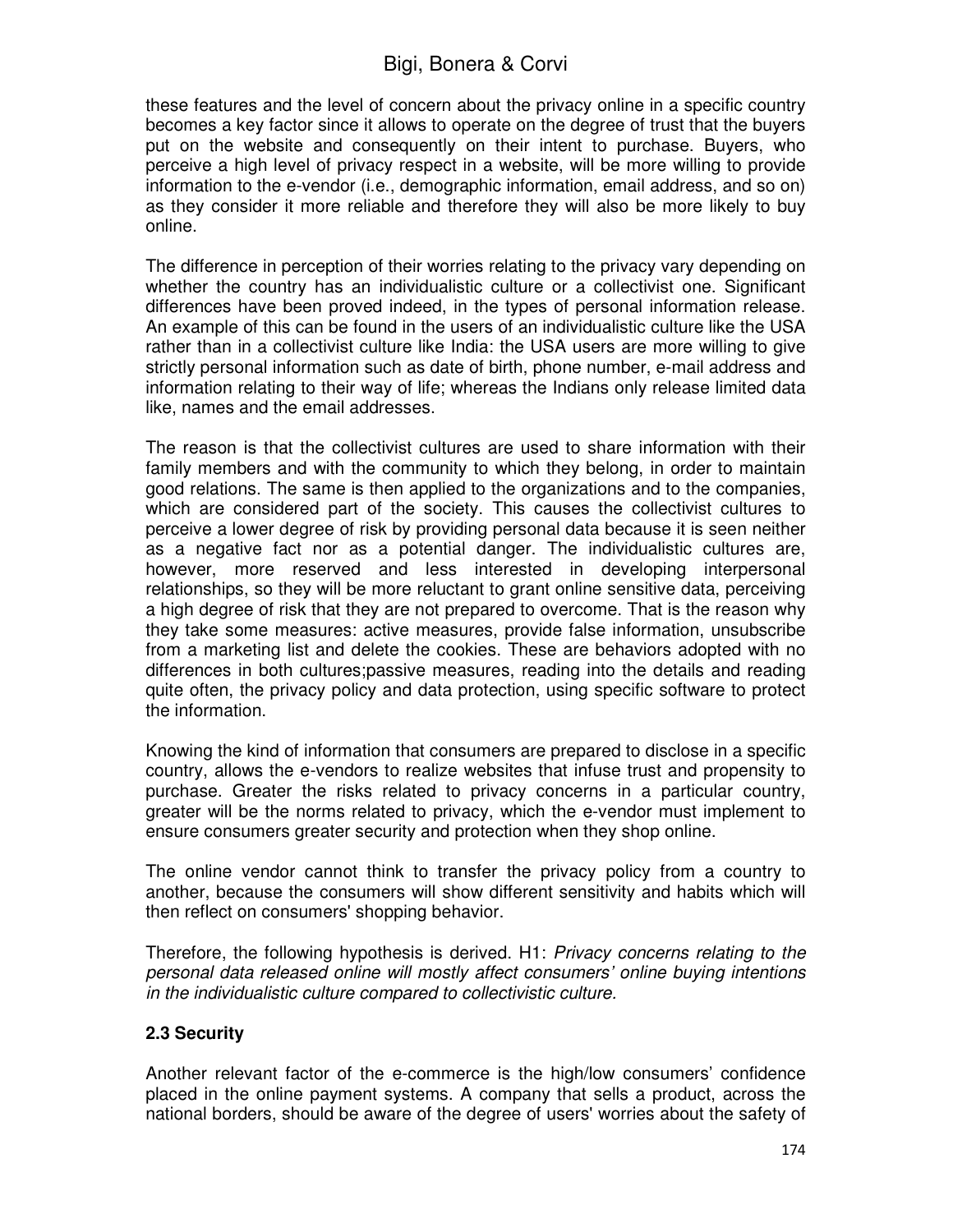these features and the level of concern about the privacy online in a specific country becomes a key factor since it allows to operate on the degree of trust that the buyers put on the website and consequently on their intent to purchase. Buyers, who perceive a high level of privacy respect in a website, will be more willing to provide information to the e-vendor (i.e., demographic information, email address, and so on) as they consider it more reliable and therefore they will also be more likely to buy online.

The difference in perception of their worries relating to the privacy vary depending on whether the country has an individualistic culture or a collectivist one. Significant differences have been proved indeed, in the types of personal information release. An example of this can be found in the users of an individualistic culture like the USA rather than in a collectivist culture like India: the USA users are more willing to give strictly personal information such as date of birth, phone number, e-mail address and information relating to their way of life; whereas the Indians only release limited data like, names and the email addresses.

The reason is that the collectivist cultures are used to share information with their family members and with the community to which they belong, in order to maintain good relations. The same is then applied to the organizations and to the companies, which are considered part of the society. This causes the collectivist cultures to perceive a lower degree of risk by providing personal data because it is seen neither as a negative fact nor as a potential danger. The individualistic cultures are, however, more reserved and less interested in developing interpersonal relationships, so they will be more reluctant to grant online sensitive data, perceiving a high degree of risk that they are not prepared to overcome. That is the reason why they take some measures: active measures, provide false information, unsubscribe from a marketing list and delete the cookies. These are behaviors adopted with no differences in both cultures;passive measures, reading into the details and reading quite often, the privacy policy and data protection, using specific software to protect the information.

Knowing the kind of information that consumers are prepared to disclose in a specific country, allows the e-vendors to realize websites that infuse trust and propensity to purchase. Greater the risks related to privacy concerns in a particular country, greater will be the norms related to privacy, which the e-vendor must implement to ensure consumers greater security and protection when they shop online.

The online vendor cannot think to transfer the privacy policy from a country to another, because the consumers will show different sensitivity and habits which will then reflect on consumers' shopping behavior.

Therefore, the following hypothesis is derived. H1: *Privacy concerns relating to the personal data released online will mostly affect consumers' online buying intentions in the individualistic culture compared to collectivistic culture.*

### 2.3 Security

Another relevant factor of the e-commerce is the high/low consumers' confidence placed in the online payment systems. A company that sells a product, across the national borders, should be aware of the degree of users' worries about the safety of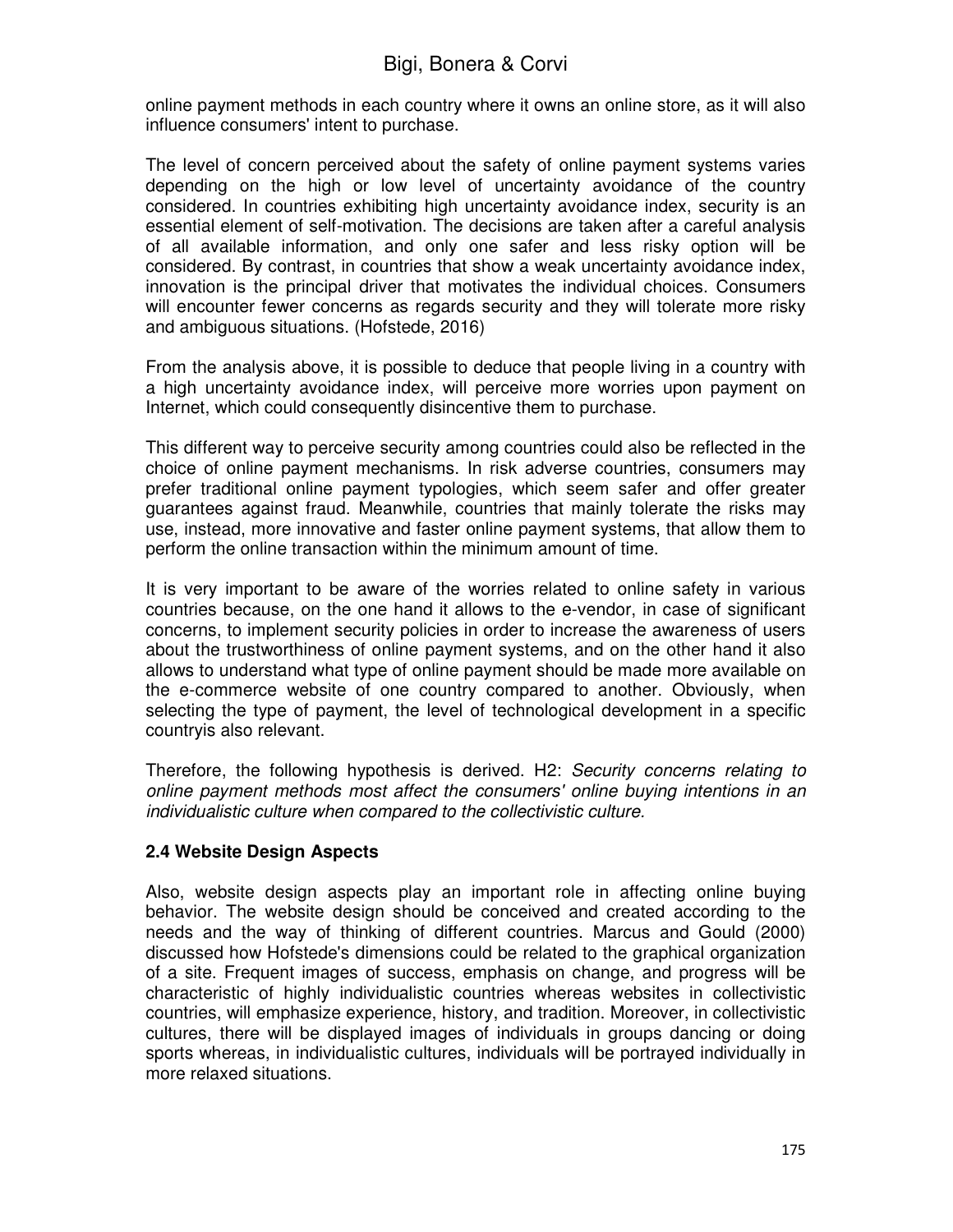online payment methods in each country where it owns an online store, as it will also influence consumers' intent to purchase.

The level of concern perceived about the safety of online payment systems varies depending on the high or low level of uncertainty avoidance of the country considered. In countries exhibiting high uncertainty avoidance index, security is an essential element of self-motivation. The decisions are taken after a careful analysis of all available information, and only one safer and less risky option will be considered. By contrast, in countries that show a weak uncertainty avoidance index, innovation is the principal driver that motivates the individual choices. Consumers will encounter fewer concerns as regards security and they will tolerate more risky and ambiguous situations. (Hofstede, 2016)

From the analysis above, it is possible to deduce that people living in a country with a high uncertainty avoidance index, will perceive more worries upon payment on Internet, which could consequently disincentive them to purchase.

This different way to perceive security among countries could also be reflected in the choice of online payment mechanisms. In risk adverse countries, consumers may prefer traditional online payment typologies, which seem safer and offer greater guarantees against fraud. Meanwhile, countries that mainly tolerate the risks may use, instead, more innovative and faster online payment systems, that allow them to perform the online transaction within the minimum amount of time.

It is very important to be aware of the worries related to online safety in various countries because, on the one hand it allows to the e-vendor, in case of significant concerns, to implement security policies in order to increase the awareness of users about the trustworthiness of online payment systems, and on the other hand it also allows to understand what type of online payment should be made more available on the e-commerce website of one country compared to another. Obviously, when selecting the type of payment, the level of technological development in a specific countryis also relevant.

Therefore, the following hypothesis is derived. H2: *Security concerns relating to online payment methods most affect the consumers' online buying intentions in an individualistic culture when compared to the collectivistic culture.*

### 2.4 Website Design Aspects

Also, website design aspects play an important role in affecting online buying behavior. The website design should be conceived and created according to the needs and the way of thinking of different countries. Marcus and Gould (2000) discussed how Hofstede's dimensions could be related to the graphical organization of a site. Frequent images of success, emphasis on change, and progress will be characteristic of highly individualistic countries whereas websites in collectivistic countries, will emphasize experience, history, and tradition. Moreover, in collectivistic cultures, there will be displayed images of individuals in groups dancing or doing sports whereas, in individualistic cultures, individuals will be portrayed individually in more relaxed situations.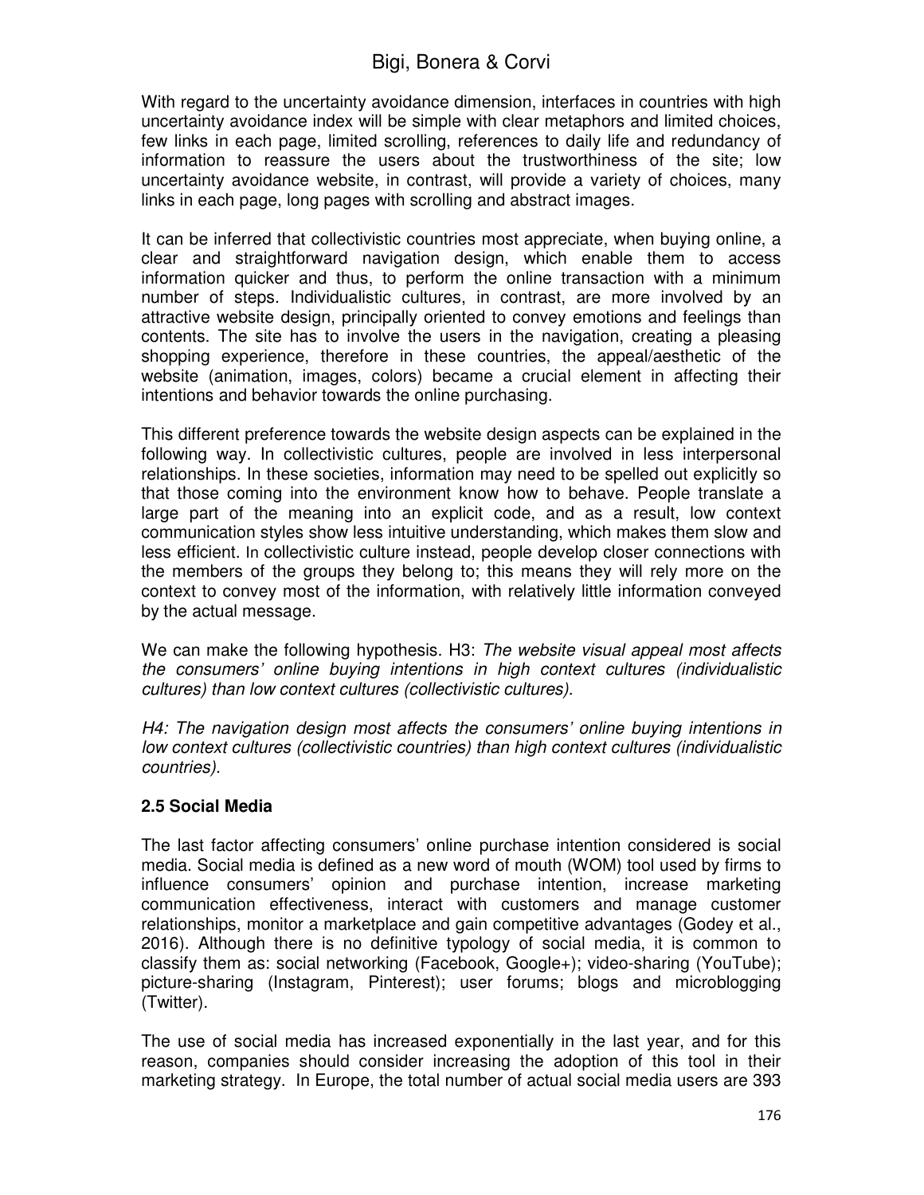With regard to the uncertainty avoidance dimension, interfaces in countries with high uncertainty avoidance index will be simple with clear metaphors and limited choices, few links in each page, limited scrolling, references to daily life and redundancy of information to reassure the users about the trustworthiness of the site; low uncertainty avoidance website, in contrast, will provide a variety of choices, many links in each page, long pages with scrolling and abstract images.

It can be inferred that collectivistic countries most appreciate, when buying online, a clear and straightforward navigation design, which enable them to access information quicker and thus, to perform the online transaction with a minimum number of steps. Individualistic cultures, in contrast, are more involved by an attractive website design, principally oriented to convey emotions and feelings than contents. The site has to involve the users in the navigation, creating a pleasing shopping experience, therefore in these countries, the appeal/aesthetic of the website (animation, images, colors) became a crucial element in affecting their intentions and behavior towards the online purchasing.

This different preference towards the website design aspects can be explained in the following way. In collectivistic cultures, people are involved in less interpersonal relationships. In these societies, information may need to be spelled out explicitly so that those coming into the environment know how to behave. People translate a large part of the meaning into an explicit code, and as a result, low context communication styles show less intuitive understanding, which makes them slow and less efficient. In collectivistic culture instead, people develop closer connections with the members of the groups they belong to; this means they will rely more on the context to convey most of the information, with relatively little information conveyed by the actual message.

We can make the following hypothesis. H3: *The website visual appeal most affects the consumers' online buying intentions in high context cultures (individualistic cultures) than low context cultures (collectivistic cultures).*

*H4: The navigation design most affects the consumers' online buying intentions in low context cultures (collectivistic countries) than high context cultures (individualistic countries).*

### 2.5 Social Media

The last factor affecting consumers' online purchase intention considered is social media. Social media is defined as a new word of mouth (WOM) tool used by firms to influence consumers' opinion and purchase intention, increase marketing communication effectiveness, interact with customers and manage customer relationships, monitor a marketplace and gain competitive advantages (Godey et al., 2016). Although there is no definitive typology of social media, it is common to classify them as: social networking (Facebook, Google+); video-sharing (YouTube); picture-sharing (Instagram, Pinterest); user forums; blogs and microblogging (Twitter).

The use of social media has increased exponentially in the last year, and for this reason, companies should consider increasing the adoption of this tool in their marketing strategy. In Europe, the total number of actual social media users are 393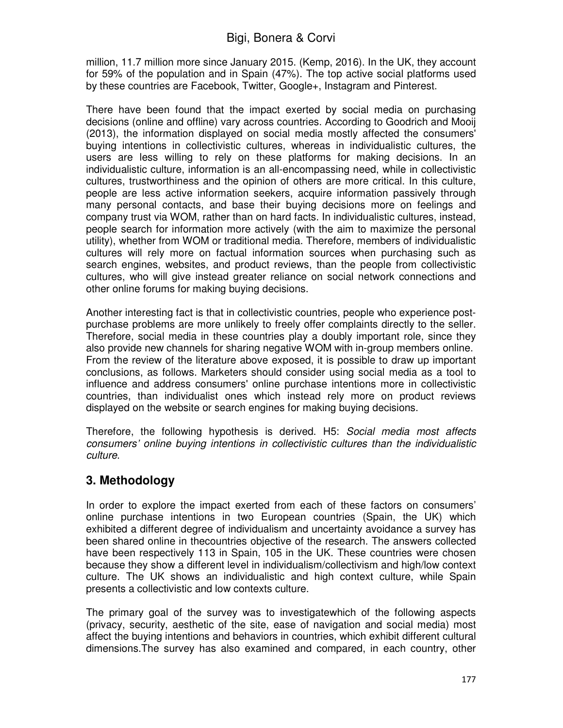million, 11.7 million more since January 2015. (Kemp, 2016). In the UK, they account for 59% of the population and in Spain (47%). The top active social platforms used by these countries are Facebook, Twitter, Google+, Instagram and Pinterest.

There have been found that the impact exerted by social media on purchasing decisions (online and offline) vary across countries. According to Goodrich and Mooij (2013), the information displayed on social media mostly affected the consumers' buying intentions in collectivistic cultures, whereas in individualistic cultures, the users are less willing to rely on these platforms for making decisions. In an individualistic culture, information is an all-encompassing need, while in collectivistic cultures, trustworthiness and the opinion of others are more critical. In this culture, people are less active information seekers, acquire information passively through many personal contacts, and base their buying decisions more on feelings and company trust via WOM, rather than on hard facts. In individualistic cultures, instead, people search for information more actively (with the aim to maximize the personal utility), whether from WOM or traditional media. Therefore, members of individualistic cultures will rely more on factual information sources when purchasing such as search engines, websites, and product reviews, than the people from collectivistic cultures, who will give instead greater reliance on social network connections and other online forums for making buying decisions.

Another interesting fact is that in collectivistic countries, people who experience post-purchase problems are more unlikely to freely offer complaints directly to the seller. Therefore, social media in these countries play a doubly important role, since they also provide new channels for sharing negative WOM with in-group members online. From the review of the literature above exposed, it is possible to draw up important conclusions, as follows. Marketers should consider using social media as a tool to influence and address consumers' online purchase intentions more in collectivistic countries, than individualist ones which instead rely more on product reviews displayed on the website or search engines for making buying decisions.

Therefore, the following hypothesis is derived. H5: *Social media most affects consumers' online buying intentions in collectivistic cultures than the individualistic culture*.

## 3. Methodology

In order to explore the impact exerted from each of these factors on consumers' online purchase intentions in two European countries (Spain, the UK) which exhibited a different degree of individualism and uncertainty avoidance a survey has been shared online in thecountries objective of the research. The answers collected have been respectively 113 in Spain, 105 in the UK. These countries were chosen because they show a different level in individualism/collectivism and high/low context culture. The UK shows an individualistic and high context culture, while Spain presents a collectivistic and low contexts culture.

The primary goal of the survey was to investigatewhich of the following aspects (privacy, security, aesthetic of the site, ease of navigation and social media) most affect the buying intentions and behaviors in countries, which exhibit different cultural dimensions.The survey has also examined and compared, in each country, other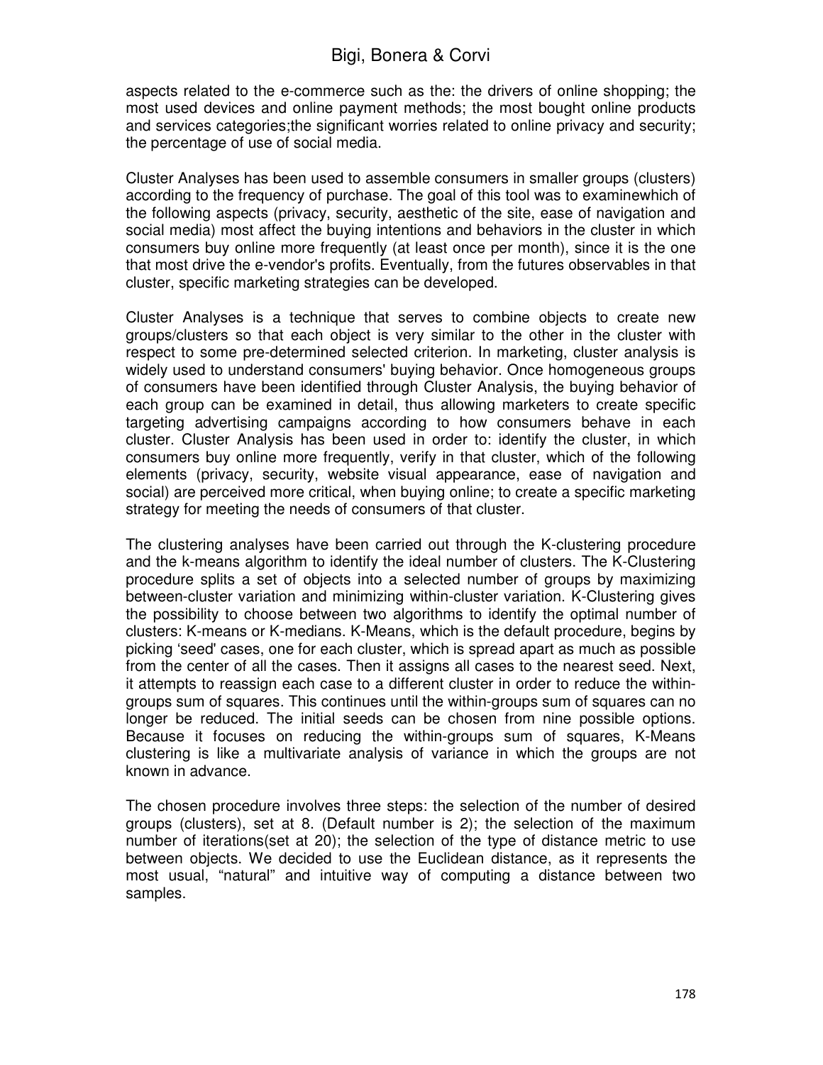aspects related to the e-commerce such as the: the drivers of online shopping; the most used devices and online payment methods; the most bought online products and services categories;the significant worries related to online privacy and security; the percentage of use of social media.

Cluster Analyses has been used to assemble consumers in smaller groups (clusters) according to the frequency of purchase. The goal of this tool was to examinewhich of the following aspects (privacy, security, aesthetic of the site, ease of navigation and social media) most affect the buying intentions and behaviors in the cluster in which consumers buy online more frequently (at least once per month), since it is the one that most drive the e-vendor's profits. Eventually, from the futures observables in that cluster, specific marketing strategies can be developed.

Cluster Analyses is a technique that serves to combine objects to create new groups/clusters so that each object is very similar to the other in the cluster with respect to some pre-determined selected criterion. In marketing, cluster analysis is widely used to understand consumers' buying behavior. Once homogeneous groups of consumers have been identified through Cluster Analysis, the buying behavior of each group can be examined in detail, thus allowing marketers to create specific targeting advertising campaigns according to how consumers behave in each cluster. Cluster Analysis has been used in order to: identify the cluster, in which consumers buy online more frequently, verify in that cluster, which of the following elements (privacy, security, website visual appearance, ease of navigation and social) are perceived more critical, when buying online; to create a specific marketing strategy for meeting the needs of consumers of that cluster.

The clustering analyses have been carried out through the K-clustering procedure and the k-means algorithm to identify the ideal number of clusters. The K-Clustering procedure splits a set of objects into a selected number of groups by maximizing between-cluster variation and minimizing within-cluster variation. K-Clustering gives the possibility to choose between two algorithms to identify the optimal number of clusters: K-means or K-medians. K-Means, which is the default procedure, begins by picking 'seed' cases, one for each cluster, which is spread apart as much as possible from the center of all the cases. Then it assigns all cases to the nearest seed. Next, it attempts to reassign each case to a different cluster in order to reduce the within-groups sum of squares. This continues until the within-groups sum of squares can no longer be reduced. The initial seeds can be chosen from nine possible options. Because it focuses on reducing the within-groups sum of squares, K-Means clustering is like a multivariate analysis of variance in which the groups are not known in advance.

The chosen procedure involves three steps: the selection of the number of desired groups (clusters), set at 8. (Default number is 2); the selection of the maximum number of iterations(set at 20); the selection of the type of distance metric to use between objects. We decided to use the Euclidean distance, as it represents the most usual, "natural" and intuitive way of computing a distance between two samples.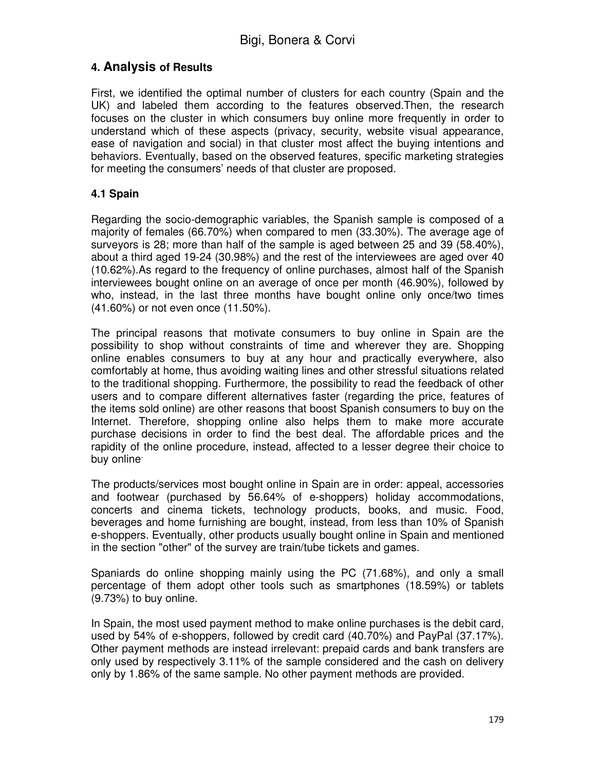## 4. Analysis of Results

First, we identified the optimal number of clusters for each country (Spain and the UK) and labeled them according to the features observed.Then, the research focuses on the cluster in which consumers buy online more frequently in order to understand which of these aspects (privacy, security, website visual appearance, ease of navigation and social) in that cluster most affect the buying intentions and behaviors. Eventually, based on the observed features, specific marketing strategies for meeting the consumers' needs of that cluster are proposed.

### 4.1 Spain

Regarding the socio-demographic variables, the Spanish sample is composed of a majority of females (66.70%) when compared to men (33.30%). The average age of surveyors is 28; more than half of the sample is aged between 25 and 39 (58.40%), about a third aged 19-24 (30.98%) and the rest of the interviewees are aged over 40 (10.62%).As regard to the frequency of online purchases, almost half of the Spanish interviewees bought online on an average of once per month (46.90%), followed by who, instead, in the last three months have bought online only once/two times (41.60%) or not even once (11.50%).

The principal reasons that motivate consumers to buy online in Spain are the possibility to shop without constraints of time and wherever they are. Shopping online enables consumers to buy at any hour and practically everywhere, also comfortably at home, thus avoiding waiting lines and other stressful situations related to the traditional shopping. Furthermore, the possibility to read the feedback of other users and to compare different alternatives faster (regarding the price, features of the items sold online) are other reasons that boost Spanish consumers to buy on the Internet. Therefore, shopping online also helps them to make more accurate purchase decisions in order to find the best deal. The affordable prices and the rapidity of the online procedure, instead, affected to a lesser degree their choice to buy online.

The products/services most bought online in Spain are in order: appeal, accessories and footwear (purchased by 56.64% of e-shoppers) holiday accommodations, concerts and cinema tickets, technology products, books, and music. Food, beverages and home furnishing are bought, instead, from less than 10% of Spanish e-shoppers. Eventually, other products usually bought online in Spain and mentioned in the section "other" of the survey are train/tube tickets and games.

Spaniards do online shopping mainly using the PC (71.68%), and only a small percentage of them adopt other tools such as smartphones (18.59%) or tablets (9.73%) to buy online.

In Spain, the most used payment method to make online purchases is the debit card, used by 54% of e-shoppers, followed by credit card (40.70%) and PayPal (37.17%). Other payment methods are instead irrelevant: prepaid cards and bank transfers are only used by respectively 3.11% of the sample considered and the cash on delivery only by 1.86% of the same sample. No other payment methods are provided.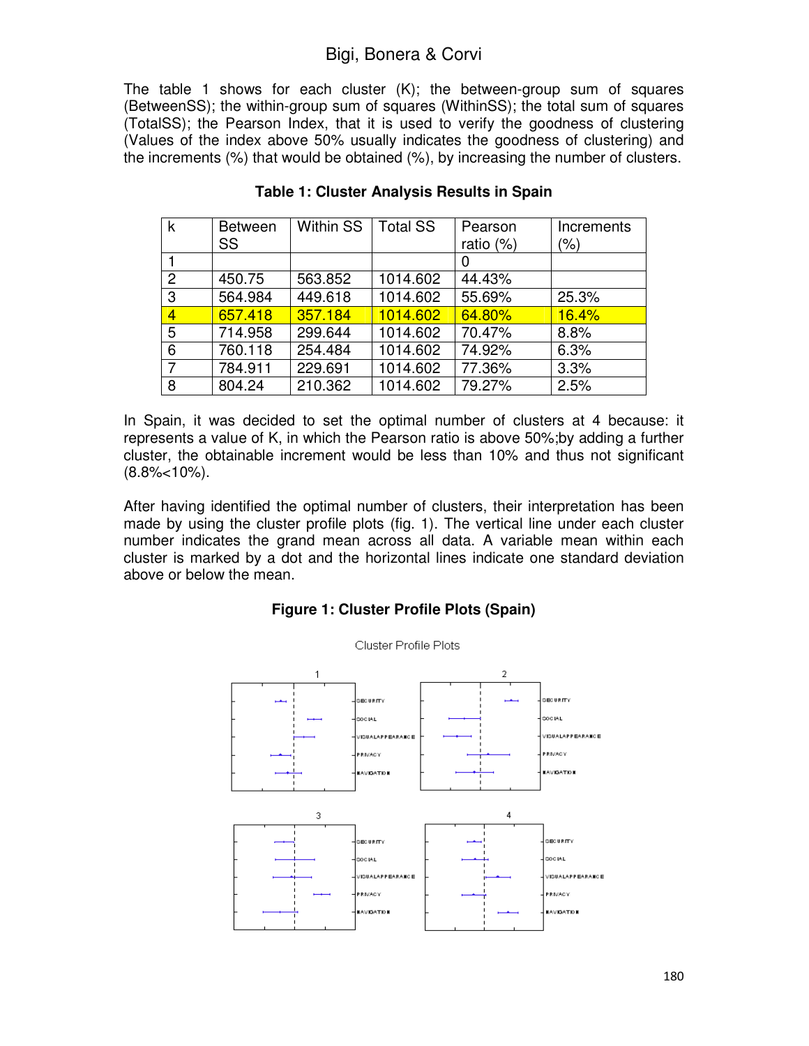The table 1 shows for each cluster (K); the between-group sum of squares (BetweenSS); the within-group sum of squares (WithinSS); the total sum of squares (TotalSS); the Pearson Index, that it is used to verify the goodness of clustering (Values of the index above 50% usually indicates the goodness of clustering) and the increments (%) that would be obtained (%), by increasing the number of clusters.

**Table 1: Cluster Analysis Results in Spain**

| k | Between SS | Within SS | Total SS | Pearson ratio (%) | Increments (%) |
|---|---|---|---|---|---|
| 1 | | | | 0 | |
| 2 | 450.75 | 563.852 | 1014.602 | 44.43% | |
| 3 | 564.984 | 449.618 | 1014.602 | 55.69% | 25.3% |
| 4 | 657.418 | 357.184 | 1014.602 | 64.80% | 16.4% |
| 5 | 714.958 | 299.644 | 1014.602 | 70.47% | 8.8% |
| 6 | 760.118 | 254.484 | 1014.602 | 74.92% | 6.3% |
| 7 | 784.911 | 229.691 | 1014.602 | 77.36% | 3.3% |
| 8 | 804.24 | 210.362 | 1014.602 | 79.27% | 2.5% |

In Spain, it was decided to set the optimal number of clusters at 4 because: it represents a value of K, in which the Pearson ratio is above 50%;by adding a further cluster, the obtainable increment would be less than 10% and thus not significant (8.8%<10%).

After having identified the optimal number of clusters, their interpretation has been made by using the cluster profile plots (fig. 1). The vertical line under each cluster number indicates the grand mean across all data. A variable mean within each cluster is marked by a dot and the horizontal lines indicate one standard deviation above or below the mean.

**Figure 1: Cluster Profile Plots (Spain)**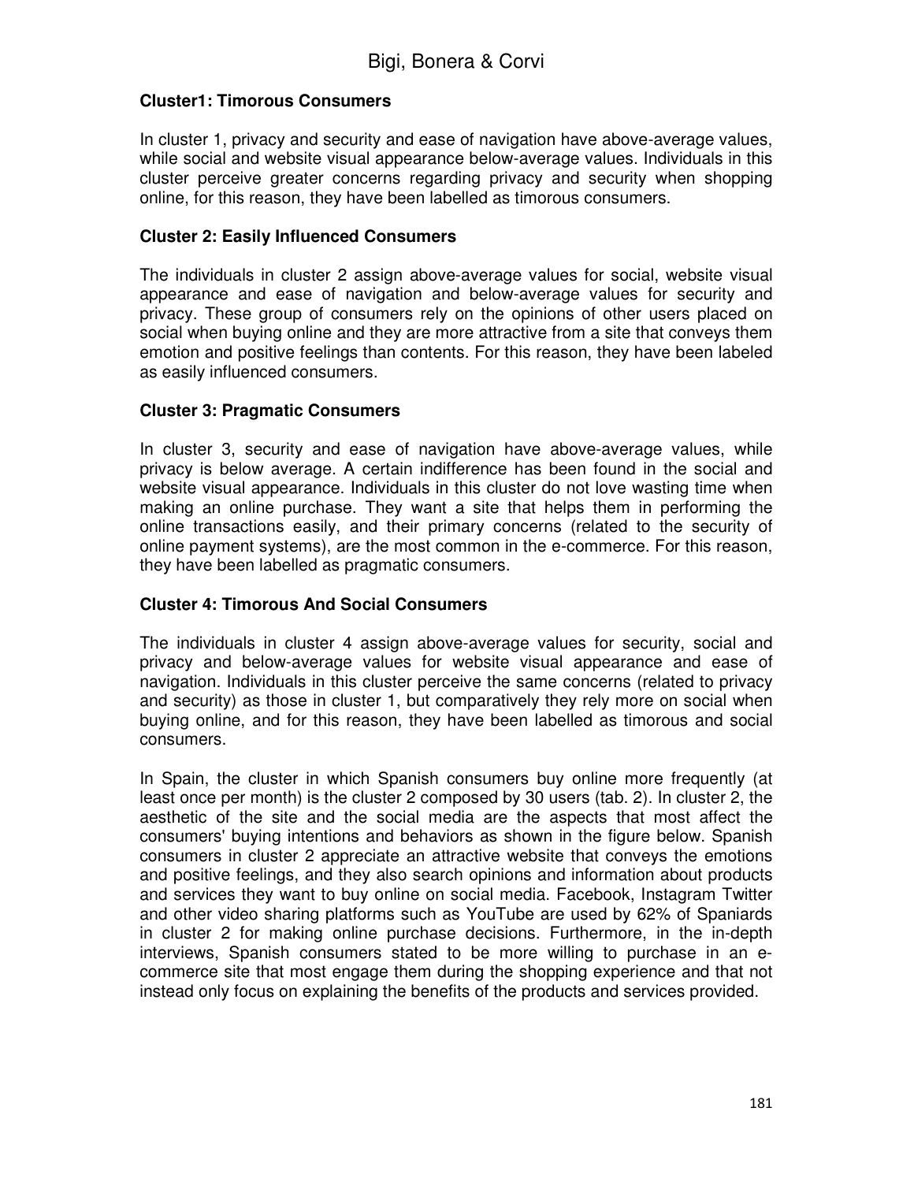### Cluster1: Timorous Consumers

In cluster 1, privacy and security and ease of navigation have above-average values, while social and website visual appearance below-average values. Individuals in this cluster perceive greater concerns regarding privacy and security when shopping online, for this reason, they have been labelled as timorous consumers.

### Cluster 2: Easily Influenced Consumers

The individuals in cluster 2 assign above-average values for social, website visual appearance and ease of navigation and below-average values for security and privacy. These group of consumers rely on the opinions of other users placed on social when buying online and they are more attractive from a site that conveys them emotion and positive feelings than contents. For this reason, they have been labeled as easily influenced consumers.

### Cluster 3: Pragmatic Consumers

In cluster 3, security and ease of navigation have above-average values, while privacy is below average. A certain indifference has been found in the social and website visual appearance. Individuals in this cluster do not love wasting time when making an online purchase. They want a site that helps them in performing the online transactions easily, and their primary concerns (related to the security of online payment systems), are the most common in the e-commerce. For this reason, they have been labelled as pragmatic consumers.

### Cluster 4: Timorous And Social Consumers

The individuals in cluster 4 assign above-average values for security, social and privacy and below-average values for website visual appearance and ease of navigation. Individuals in this cluster perceive the same concerns (related to privacy and security) as those in cluster 1, but comparatively they rely more on social when buying online, and for this reason, they have been labelled as timorous and social consumers.

In Spain, the cluster in which Spanish consumers buy online more frequently (at least once per month) is the cluster 2 composed by 30 users (tab. 2). In cluster 2, the aesthetic of the site and the social media are the aspects that most affect the consumers' buying intentions and behaviors as shown in the figure below. Spanish consumers in cluster 2 appreciate an attractive website that conveys the emotions and positive feelings, and they also search opinions and information about products and services they want to buy online on social media. Facebook, Instagram Twitter and other video sharing platforms such as YouTube are used by 62% of Spaniards in cluster 2 for making online purchase decisions. Furthermore, in the in-depth interviews, Spanish consumers stated to be more willing to purchase in an e-commerce site that most engage them during the shopping experience and that not instead only focus on explaining the benefits of the products and services provided.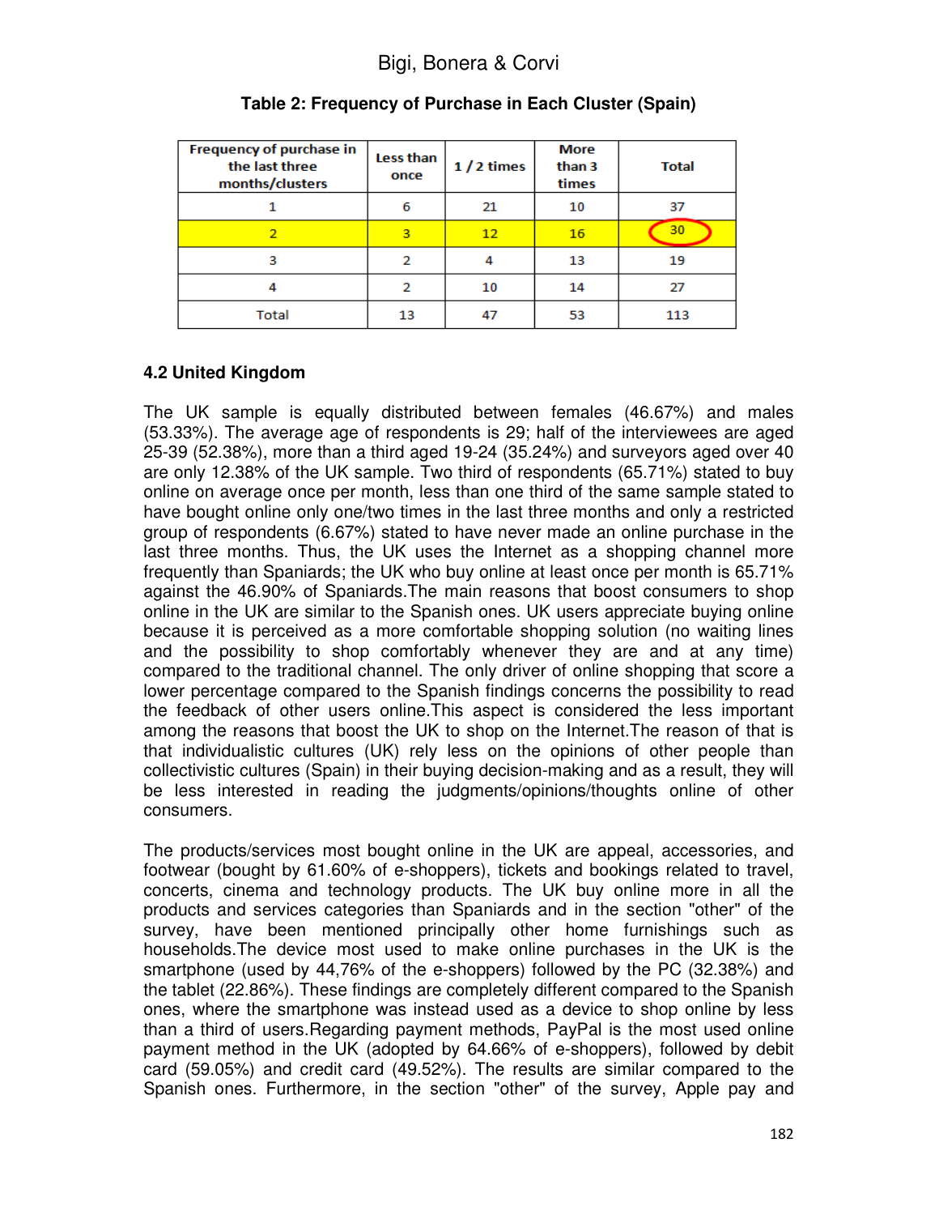**Table 2: Frequency of Purchase in Each Cluster (Spain)**

| Frequency of purchase in the last three months/clusters | Less than once | 1 / 2 times | More than 3 times | Total |
|---|---|---|---|---|
| 1 | 6 | 21 | 10 | 37 |
| 2 | 3 | 12 | 16 | 30 |
| 3 | 2 | 4 | 13 | 19 |
| 4 | 2 | 10 | 14 | 27 |
| Total | 13 | 47 | 53 | 113 |

### 4.2 United Kingdom

The UK sample is equally distributed between females (46.67%) and males (53.33%). The average age of respondents is 29; half of the interviewees are aged 25-39 (52.38%), more than a third aged 19-24 (35.24%) and surveyors aged over 40 are only 12.38% of the UK sample. Two third of respondents (65.71%) stated to buy online on average once per month, less than one third of the same sample stated to have bought online only one/two times in the last three months and only a restricted group of respondents (6.67%) stated to have never made an online purchase in the last three months. Thus, the UK uses the Internet as a shopping channel more frequently than Spaniards; the UK who buy online at least once per month is 65.71% against the 46.90% of Spaniards.The main reasons that boost consumers to shop online in the UK are similar to the Spanish ones. UK users appreciate buying online because it is perceived as a more comfortable shopping solution (no waiting lines and the possibility to shop comfortably whenever they are and at any time) compared to the traditional channel. The only driver of online shopping that score a lower percentage compared to the Spanish findings concerns the possibility to read the feedback of other users online.This aspect is considered the less important among the reasons that boost the UK to shop on the Internet.The reason of that is that individualistic cultures (UK) rely less on the opinions of other people than collectivistic cultures (Spain) in their buying decision-making and as a result, they will be less interested in reading the judgments/opinions/thoughts online of other consumers.

The products/services most bought online in the UK are appeal, accessories, and footwear (bought by 61.60% of e-shoppers), tickets and bookings related to travel, concerts, cinema and technology products. The UK buy online more in all the products and services categories than Spaniards and in the section "other" of the survey, have been mentioned principally other home furnishings such as households.The device most used to make online purchases in the UK is the smartphone (used by 44,76% of the e-shoppers) followed by the PC (32.38%) and the tablet (22.86%). These findings are completely different compared to the Spanish ones, where the smartphone was instead used as a device to shop online by less than a third of users.Regarding payment methods, PayPal is the most used online payment method in the UK (adopted by 64.66% of e-shoppers), followed by debit card (59.05%) and credit card (49.52%). The results are similar compared to the Spanish ones. Furthermore, in the section "other" of the survey, Apple pay and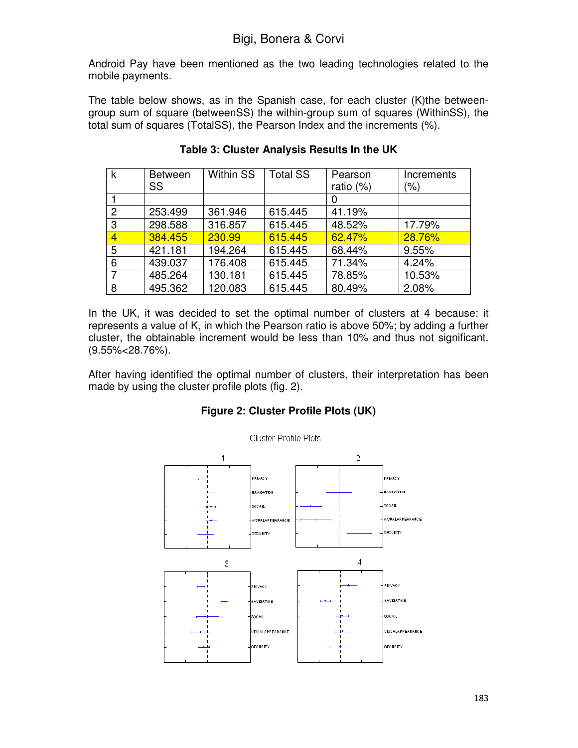Android Pay have been mentioned as the two leading technologies related to the mobile payments.

The table below shows, as in the Spanish case, for each cluster (K)the between-group sum of square (betweenSS) the within-group sum of squares (WithinSS), the total sum of squares (TotalSS), the Pearson Index and the increments (%).

**Table 3: Cluster Analysis Results In the UK**

| k | Between SS | Within SS | Total SS | Pearson ratio (%) | Increments (%) |
|---|---|---|---|---|---|
| 1 | | | | 0 | |
| 2 | 253.499 | 361.946 | 615.445 | 41.19% | |
| 3 | 298.588 | 316.857 | 615.445 | 48.52% | 17.79% |
| 4 | 384.455 | 230.99 | 615.445 | 62.47% | 28.76% |
| 5 | 421.181 | 194.264 | 615.445 | 68.44% | 9.55% |
| 6 | 439.037 | 176.408 | 615.445 | 71.34% | 4.24% |
| 7 | 485.264 | 130.181 | 615.445 | 78.85% | 10.53% |
| 8 | 495.362 | 120.083 | 615.445 | 80.49% | 2.08% |

In the UK, it was decided to set the optimal number of clusters at 4 because: it represents a value of K, in which the Pearson ratio is above 50%; by adding a further cluster, the obtainable increment would be less than 10% and thus not significant. (9.55%<28.76%).

After having identified the optimal number of clusters, their interpretation has been made by using the cluster profile plots (fig. 2).

**Figure 2: Cluster Profile Plots (UK)**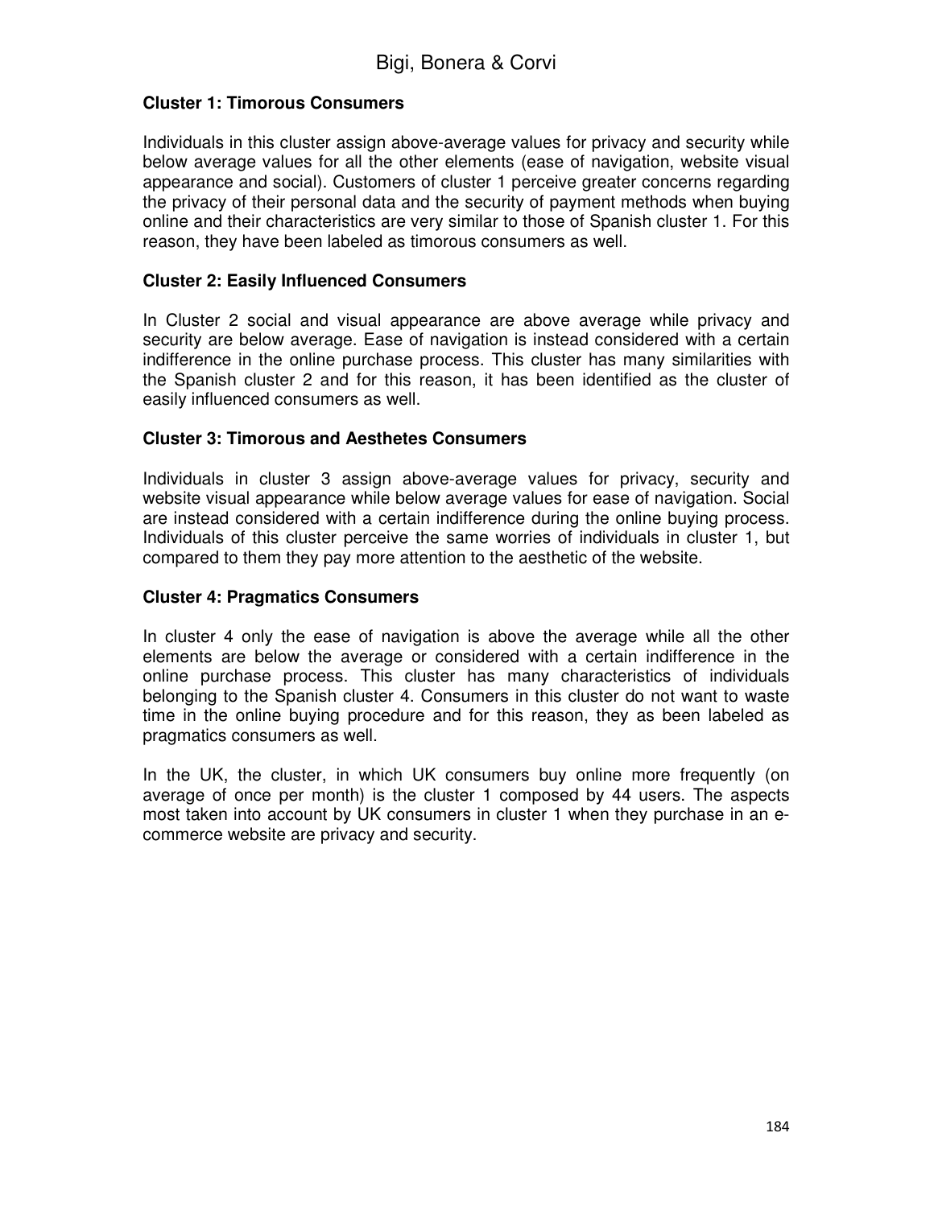### Cluster 1: Timorous Consumers

Individuals in this cluster assign above-average values for privacy and security while below average values for all the other elements (ease of navigation, website visual appearance and social). Customers of cluster 1 perceive greater concerns regarding the privacy of their personal data and the security of payment methods when buying online and their characteristics are very similar to those of Spanish cluster 1. For this reason, they have been labeled as timorous consumers as well.

### Cluster 2: Easily Influenced Consumers

In Cluster 2 social and visual appearance are above average while privacy and security are below average. Ease of navigation is instead considered with a certain indifference in the online purchase process. This cluster has many similarities with the Spanish cluster 2 and for this reason, it has been identified as the cluster of easily influenced consumers as well.

### Cluster 3: Timorous and Aesthetes Consumers

Individuals in cluster 3 assign above-average values for privacy, security and website visual appearance while below average values for ease of navigation. Social are instead considered with a certain indifference during the online buying process. Individuals of this cluster perceive the same worries of individuals in cluster 1, but compared to them they pay more attention to the aesthetic of the website.

### Cluster 4: Pragmatics Consumers

In cluster 4 only the ease of navigation is above the average while all the other elements are below the average or considered with a certain indifference in the online purchase process. This cluster has many characteristics of individuals belonging to the Spanish cluster 4. Consumers in this cluster do not want to waste time in the online buying procedure and for this reason, they as been labeled as pragmatics consumers as well.

In the UK, the cluster, in which UK consumers buy online more frequently (on average of once per month) is the cluster 1 composed by 44 users. The aspects most taken into account by UK consumers in cluster 1 when they purchase in an e-commerce website are privacy and security.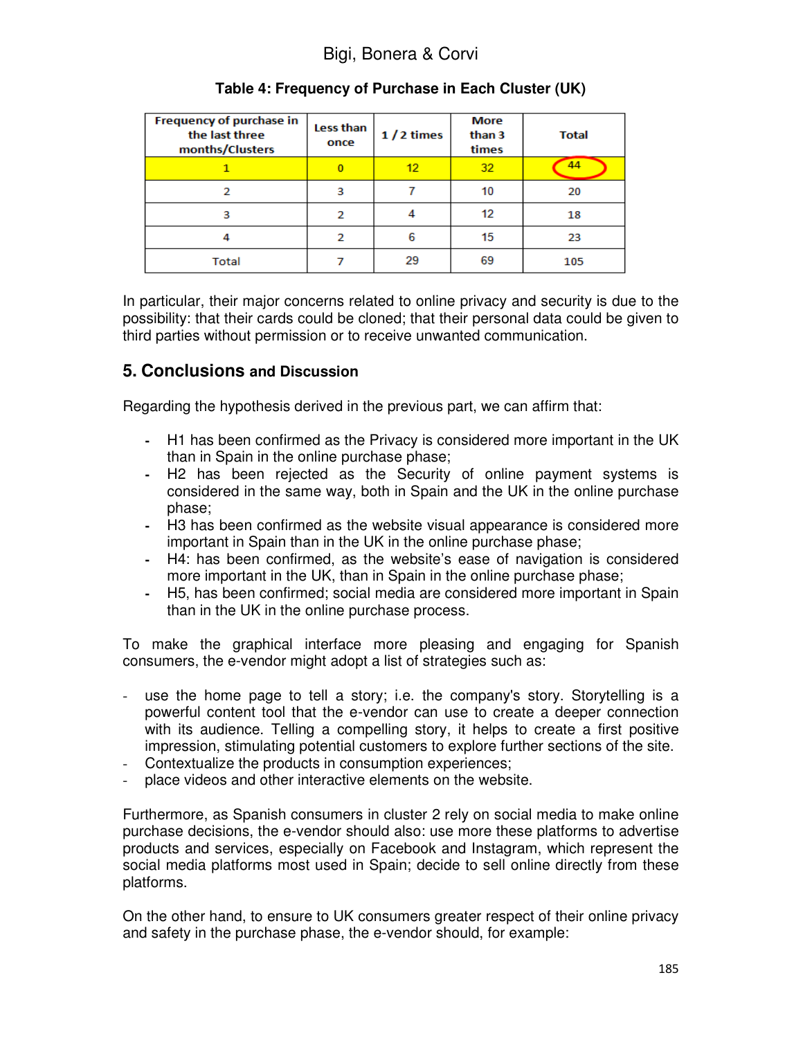**Table 4: Frequency of Purchase in Each Cluster (UK)**

| Frequency of purchase in the last three months/Clusters | Less than once | 1 / 2 times | More than 3 times | Total |
|---|---|---|---|---|
| 1 | 0 | 12 | 32 | 44 |
| 2 | 3 | 7 | 10 | 20 |
| 3 | 2 | 4 | 12 | 18 |
| 4 | 2 | 6 | 15 | 23 |
| Total | 7 | 29 | 69 | 105 |

In particular, their major concerns related to online privacy and security is due to the possibility: that their cards could be cloned; that their personal data could be given to third parties without permission or to receive unwanted communication.

## 5. Conclusions and Discussion

Regarding the hypothesis derived in the previous part, we can affirm that:

- H1 has been confirmed as the Privacy is considered more important in the UK than in Spain in the online purchase phase;
- H2 has been rejected as the Security of online payment systems is considered in the same way, both in Spain and the UK in the online purchase phase;
- H3 has been confirmed as the website visual appearance is considered more important in Spain than in the UK in the online purchase phase;
- H4: has been confirmed, as the website's ease of navigation is considered more important in the UK, than in Spain in the online purchase phase;
- H5, has been confirmed; social media are considered more important in Spain than in the UK in the online purchase process.

To make the graphical interface more pleasing and engaging for Spanish consumers, the e-vendor might adopt a list of strategies such as:

- use the home page to tell a story; i.e. the company's story. Storytelling is a powerful content tool that the e-vendor can use to create a deeper connection with its audience. Telling a compelling story, it helps to create a first positive impression, stimulating potential customers to explore further sections of the site.
- Contextualize the products in consumption experiences;
- place videos and other interactive elements on the website.

Furthermore, as Spanish consumers in cluster 2 rely on social media to make online purchase decisions, the e-vendor should also: use more these platforms to advertise products and services, especially on Facebook and Instagram, which represent the social media platforms most used in Spain; decide to sell online directly from these platforms.

On the other hand, to ensure to UK consumers greater respect of their online privacy and safety in the purchase phase, the e-vendor should, for example: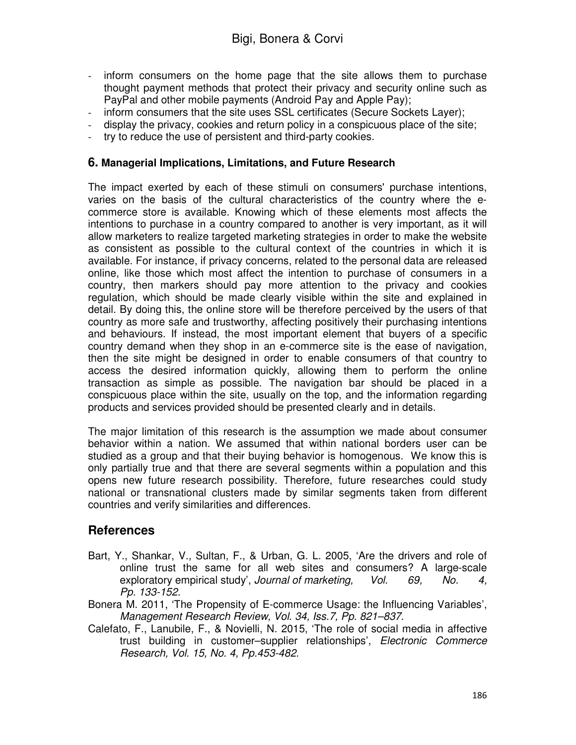- inform consumers on the home page that the site allows them to purchase thought payment methods that protect their privacy and security online such as PayPal and other mobile payments (Android Pay and Apple Pay);
- inform consumers that the site uses SSL certificates (Secure Sockets Layer);
- display the privacy, cookies and return policy in a conspicuous place of the site;
- try to reduce the use of persistent and third-party cookies.

## 6. Managerial Implications, Limitations, and Future Research

The impact exerted by each of these stimuli on consumers' purchase intentions, varies on the basis of the cultural characteristics of the country where the e-commerce store is available. Knowing which of these elements most affects the intentions to purchase in a country compared to another is very important, as it will allow marketers to realize targeted marketing strategies in order to make the website as consistent as possible to the cultural context of the countries in which it is available. For instance, if privacy concerns, related to the personal data are released online, like those which most affect the intention to purchase of consumers in a country, then markers should pay more attention to the privacy and cookies regulation, which should be made clearly visible within the site and explained in detail. By doing this, the online store will be therefore perceived by the users of that country as more safe and trustworthy, affecting positively their purchasing intentions and behaviours. If instead, the most important element that buyers of a specific country demand when they shop in an e-commerce site is the ease of navigation, then the site might be designed in order to enable consumers of that country to access the desired information quickly, allowing them to perform the online transaction as simple as possible. The navigation bar should be placed in a conspicuous place within the site, usually on the top, and the information regarding products and services provided should be presented clearly and in details.

The major limitation of this research is the assumption we made about consumer behavior within a nation. We assumed that within national borders user can be studied as a group and that their buying behavior is homogenous. We know this is only partially true and that there are several segments within a population and this opens new future research possibility. Therefore, future researches could study national or transnational clusters made by similar segments taken from different countries and verify similarities and differences.

## References

Bart, Y., Shankar, V., Sultan, F., & Urban, G. L. 2005, 'Are the drivers and role of online trust the same for all web sites and consumers? A large-scale exploratory empirical study', *Journal of marketing, Vol. 69, No. 4, Pp. 133-152.*

Bonera M. 2011, 'The Propensity of E-commerce Usage: the Influencing Variables', *Management Research Review, Vol. 34, Iss.7, Pp. 821–837.*

Calefato, F., Lanubile, F., & Novielli, N. 2015, 'The role of social media in affective trust building in customer–supplier relationships', *Electronic Commerce Research, Vol. 15, No. 4, Pp.453-482.*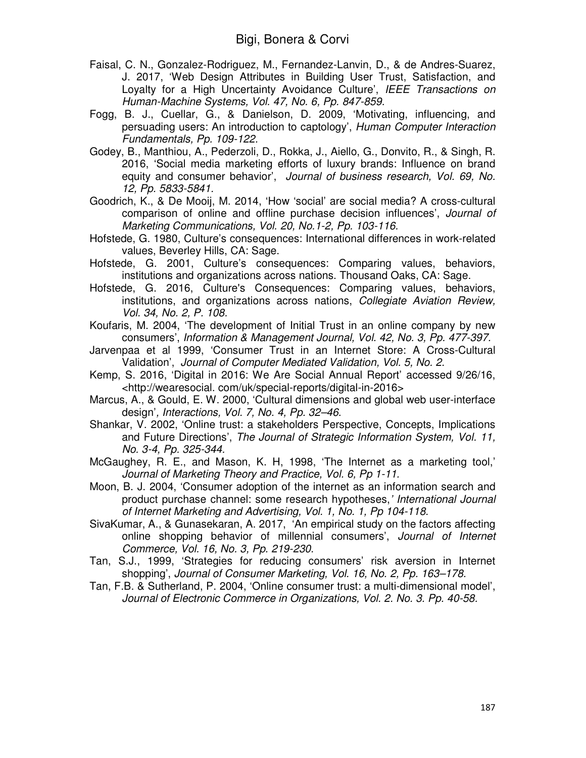Faisal, C. N., Gonzalez-Rodriguez, M., Fernandez-Lanvin, D., & de Andres-Suarez, J. 2017, 'Web Design Attributes in Building User Trust, Satisfaction, and Loyalty for a High Uncertainty Avoidance Culture', *IEEE Transactions on Human-Machine Systems, Vol. 47, No. 6, Pp. 847-859.*

Fogg, B. J., Cuellar, G., & Danielson, D. 2009, 'Motivating, influencing, and persuading users: An introduction to captology', *Human Computer Interaction Fundamentals, Pp. 109-122.*

Godey, B., Manthiou, A., Pederzoli, D., Rokka, J., Aiello, G., Donvito, R., & Singh, R. 2016, 'Social media marketing efforts of luxury brands: Influence on brand equity and consumer behavior', *Journal of business research, Vol. 69, No. 12, Pp. 5833-5841.*

Goodrich, K., & De Mooij, M. 2014, 'How 'social' are social media? A cross-cultural comparison of online and offline purchase decision influences', *Journal of Marketing Communications, Vol. 20, No.1-2, Pp. 103-116.*

Hofstede, G. 1980, Culture's consequences: International differences in work-related values, Beverley Hills, CA: Sage.

Hofstede, G. 2001, Culture's consequences: Comparing values, behaviors, institutions and organizations across nations. Thousand Oaks, CA: Sage.

Hofstede, G. 2016, Culture's Consequences: Comparing values, behaviors, institutions, and organizations across nations, *Collegiate Aviation Review, Vol. 34, No. 2, P. 108.*

Koufaris, M. 2004, 'The development of Initial Trust in an online company by new consumers', *Information & Management Journal, Vol. 42, No. 3, Pp. 477-397.*

Jarvenpaa et al 1999, 'Consumer Trust in an Internet Store: A Cross-Cultural Validation', *Journal of Computer Mediated Validation, Vol. 5, No. 2.*

Kemp, S. 2016, 'Digital in 2016: We Are Social Annual Report' accessed 9/26/16, <http://wearesocial. com/uk/special-reports/digital-in-2016>

Marcus, A., & Gould, E. W. 2000, 'Cultural dimensions and global web user-interface design', *Interactions, Vol. 7, No. 4, Pp. 32–46.*

Shankar, V. 2002, 'Online trust: a stakeholders Perspective, Concepts, Implications and Future Directions', *The Journal of Strategic Information System, Vol. 11, No. 3-4, Pp. 325-344.*

McGaughey, R. E., and Mason, K. H, 1998, 'The Internet as a marketing tool,' *Journal of Marketing Theory and Practice, Vol. 6, Pp 1-11.*

Moon, B. J. 2004, 'Consumer adoption of the internet as an information search and product purchase channel: some research hypotheses,' *International Journal of Internet Marketing and Advertising, Vol. 1, No. 1, Pp 104-118.*

SivaKumar, A., & Gunasekaran, A. 2017, 'An empirical study on the factors affecting online shopping behavior of millennial consumers', *Journal of Internet Commerce, Vol. 16, No. 3, Pp. 219-230.*

Tan, S.J., 1999, 'Strategies for reducing consumers' risk aversion in Internet shopping', *Journal of Consumer Marketing, Vol. 16, No. 2, Pp. 163–178.*

Tan, F.B. & Sutherland, P. 2004, 'Online consumer trust: a multi-dimensional model', *Journal of Electronic Commerce in Organizations, Vol. 2. No. 3. Pp. 40-58.*